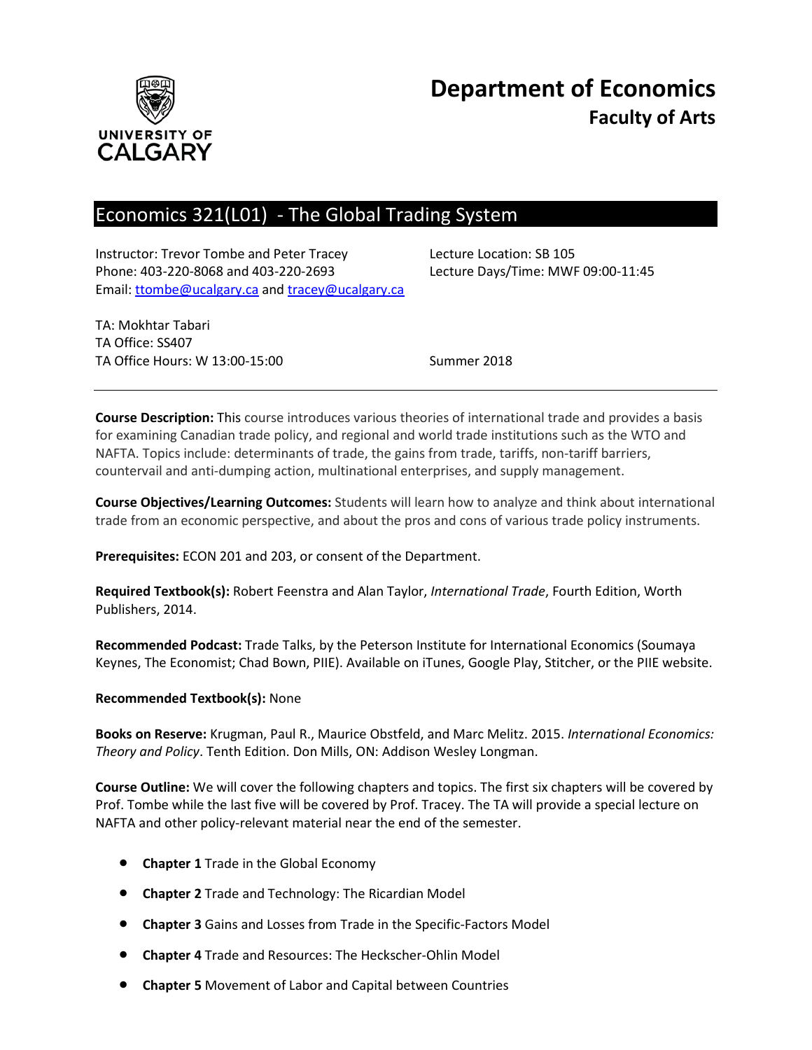# Department of Economics
## Faculty of Arts

UNIVERSITY OF CALGARY

## Economics 321(L01) - The Global Trading System

Instructor: Trevor Tombe and Peter Tracey
Phone: 403-220-8068 and 403-220-2693
Email: ttombe@ucalgary.ca and tracey@ucalgary.ca

Lecture Location: SB 105
Lecture Days/Time: MWF 09:00-11:45

TA: Mokhtar Tabari
TA Office: SS407
TA Office Hours: W 13:00-15:00

Summer 2018

---

**Course Description:** This course introduces various theories of international trade and provides a basis for examining Canadian trade policy, and regional and world trade institutions such as the WTO and NAFTA. Topics include: determinants of trade, the gains from trade, tariffs, non-tariff barriers, countervail and anti-dumping action, multinational enterprises, and supply management.

**Course Objectives/Learning Outcomes:** Students will learn how to analyze and think about international trade from an economic perspective, and about the pros and cons of various trade policy instruments.

**Prerequisites:** ECON 201 and 203, or consent of the Department.

**Required Textbook(s):** Robert Feenstra and Alan Taylor, *International Trade*, Fourth Edition, Worth Publishers, 2014.

**Recommended Podcast:** Trade Talks, by the Peterson Institute for International Economics (Soumaya Keynes, The Economist; Chad Bown, PIIE). Available on iTunes, Google Play, Stitcher, or the PIIE website.

**Recommended Textbook(s):** None

**Books on Reserve:** Krugman, Paul R., Maurice Obstfeld, and Marc Melitz. 2015. *International Economics: Theory and Policy*. Tenth Edition. Don Mills, ON: Addison Wesley Longman.

**Course Outline:** We will cover the following chapters and topics. The first six chapters will be covered by Prof. Tombe while the last five will be covered by Prof. Tracey. The TA will provide a special lecture on NAFTA and other policy-relevant material near the end of the semester.

- **Chapter 1** Trade in the Global Economy
- **Chapter 2** Trade and Technology: The Ricardian Model
- **Chapter 3** Gains and Losses from Trade in the Specific-Factors Model
- **Chapter 4** Trade and Resources: The Heckscher-Ohlin Model
- **Chapter 5** Movement of Labor and Capital between Countries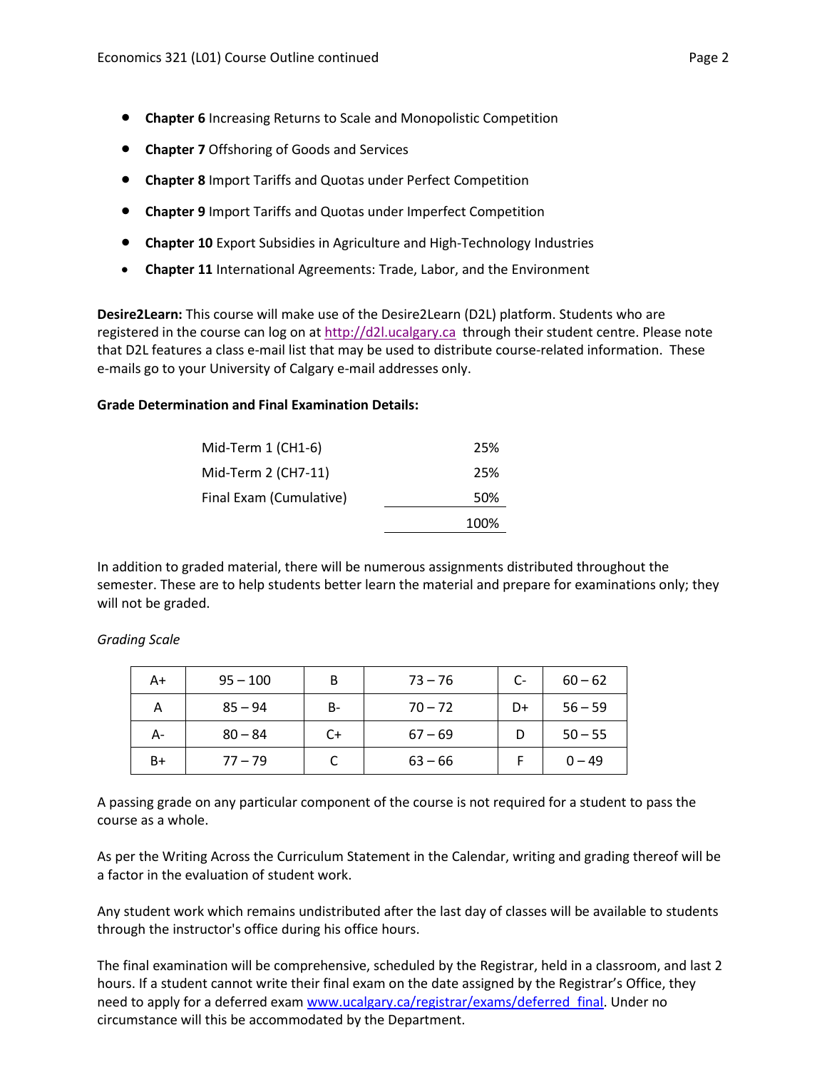- **Chapter 6** Increasing Returns to Scale and Monopolistic Competition
- **Chapter 7** Offshoring of Goods and Services
- **Chapter 8** Import Tariffs and Quotas under Perfect Competition
- **Chapter 9** Import Tariffs and Quotas under Imperfect Competition
- **Chapter 10** Export Subsidies in Agriculture and High-Technology Industries
- **Chapter 11** International Agreements: Trade, Labor, and the Environment

**Desire2Learn:** This course will make use of the Desire2Learn (D2L) platform. Students who are registered in the course can log on at http://d2l.ucalgary.ca through their student centre. Please note that D2L features a class e-mail list that may be used to distribute course-related information. These e-mails go to your University of Calgary e-mail addresses only.

**Grade Determination and Final Examination Details:**

| Component | Weight |
|---|---|
| Mid-Term 1 (CH1-6) | 25% |
| Mid-Term 2 (CH7-11) | 25% |
| Final Exam (Cumulative) | 50% |
| | 100% |

In addition to graded material, there will be numerous assignments distributed throughout the semester. These are to help students better learn the material and prepare for examinations only; they will not be graded.

*Grading Scale*

| A+ | 95 – 100 | B | 73 – 76 | C- | 60 – 62 |
|---|---|---|---|---|---|
| A | 85 – 94 | B- | 70 – 72 | D+ | 56 – 59 |
| A- | 80 – 84 | C+ | 67 – 69 | D | 50 – 55 |
| B+ | 77 – 79 | C | 63 – 66 | F | 0 – 49 |

A passing grade on any particular component of the course is not required for a student to pass the course as a whole.

As per the Writing Across the Curriculum Statement in the Calendar, writing and grading thereof will be a factor in the evaluation of student work.

Any student work which remains undistributed after the last day of classes will be available to students through the instructor's office during his office hours.

The final examination will be comprehensive, scheduled by the Registrar, held in a classroom, and last 2 hours. If a student cannot write their final exam on the date assigned by the Registrar's Office, they need to apply for a deferred exam www.ucalgary.ca/registrar/exams/deferred_final. Under no circumstance will this be accommodated by the Department.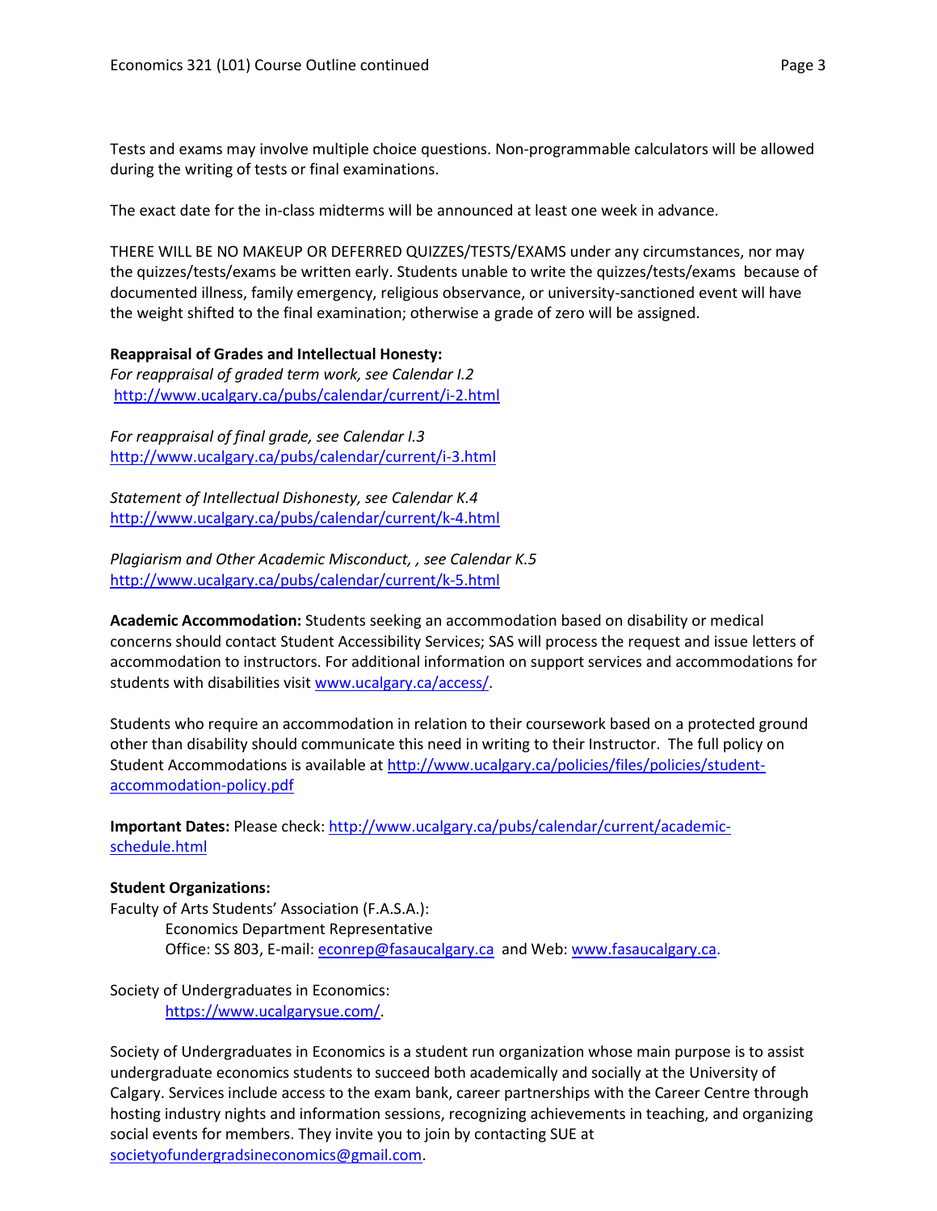Tests and exams may involve multiple choice questions. Non-programmable calculators will be allowed during the writing of tests or final examinations.

The exact date for the in-class midterms will be announced at least one week in advance.

THERE WILL BE NO MAKEUP OR DEFERRED QUIZZES/TESTS/EXAMS under any circumstances, nor may the quizzes/tests/exams be written early. Students unable to write the quizzes/tests/exams because of documented illness, family emergency, religious observance, or university-sanctioned event will have the weight shifted to the final examination; otherwise a grade of zero will be assigned.

**Reappraisal of Grades and Intellectual Honesty:**

*For reappraisal of graded term work, see Calendar I.2*
http://www.ucalgary.ca/pubs/calendar/current/i-2.html

*For reappraisal of final grade, see Calendar I.3*
http://www.ucalgary.ca/pubs/calendar/current/i-3.html

*Statement of Intellectual Dishonesty, see Calendar K.4*
http://www.ucalgary.ca/pubs/calendar/current/k-4.html

*Plagiarism and Other Academic Misconduct, , see Calendar K.5*
http://www.ucalgary.ca/pubs/calendar/current/k-5.html

**Academic Accommodation:** Students seeking an accommodation based on disability or medical concerns should contact Student Accessibility Services; SAS will process the request and issue letters of accommodation to instructors. For additional information on support services and accommodations for students with disabilities visit www.ucalgary.ca/access/.

Students who require an accommodation in relation to their coursework based on a protected ground other than disability should communicate this need in writing to their Instructor. The full policy on Student Accommodations is available at http://www.ucalgary.ca/policies/files/policies/student-accommodation-policy.pdf

**Important Dates:** Please check: http://www.ucalgary.ca/pubs/calendar/current/academic-schedule.html

**Student Organizations:**

Faculty of Arts Students' Association (F.A.S.A.):
Economics Department Representative
Office: SS 803, E-mail: econrep@fasaucalgary.ca and Web: www.fasaucalgary.ca.

Society of Undergraduates in Economics:
https://www.ucalgarysue.com/.

Society of Undergraduates in Economics is a student run organization whose main purpose is to assist undergraduate economics students to succeed both academically and socially at the University of Calgary. Services include access to the exam bank, career partnerships with the Career Centre through hosting industry nights and information sessions, recognizing achievements in teaching, and organizing social events for members. They invite you to join by contacting SUE at societyofundergradsineconomics@gmail.com.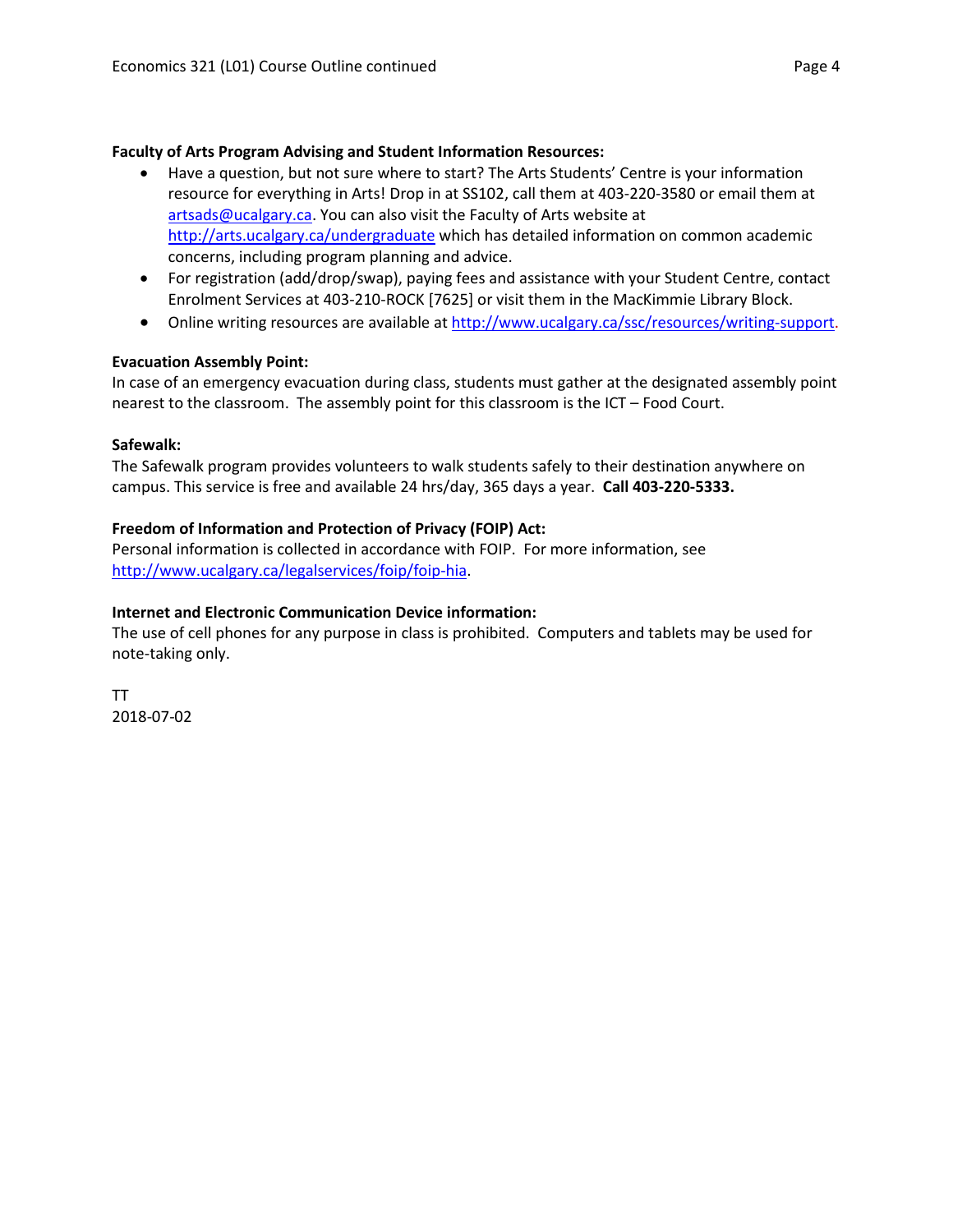**Faculty of Arts Program Advising and Student Information Resources:**

- Have a question, but not sure where to start? The Arts Students' Centre is your information resource for everything in Arts! Drop in at SS102, call them at 403-220-3580 or email them at artsads@ucalgary.ca. You can also visit the Faculty of Arts website at http://arts.ucalgary.ca/undergraduate which has detailed information on common academic concerns, including program planning and advice.
- For registration (add/drop/swap), paying fees and assistance with your Student Centre, contact Enrolment Services at 403-210-ROCK [7625] or visit them in the MacKimmie Library Block.
- Online writing resources are available at http://www.ucalgary.ca/ssc/resources/writing-support.

**Evacuation Assembly Point:**

In case of an emergency evacuation during class, students must gather at the designated assembly point nearest to the classroom. The assembly point for this classroom is the ICT – Food Court.

**Safewalk:**

The Safewalk program provides volunteers to walk students safely to their destination anywhere on campus. This service is free and available 24 hrs/day, 365 days a year. **Call 403-220-5333.**

**Freedom of Information and Protection of Privacy (FOIP) Act:**

Personal information is collected in accordance with FOIP. For more information, see http://www.ucalgary.ca/legalservices/foip/foip-hia.

**Internet and Electronic Communication Device information:**

The use of cell phones for any purpose in class is prohibited. Computers and tablets may be used for note-taking only.

TT
2018-07-02